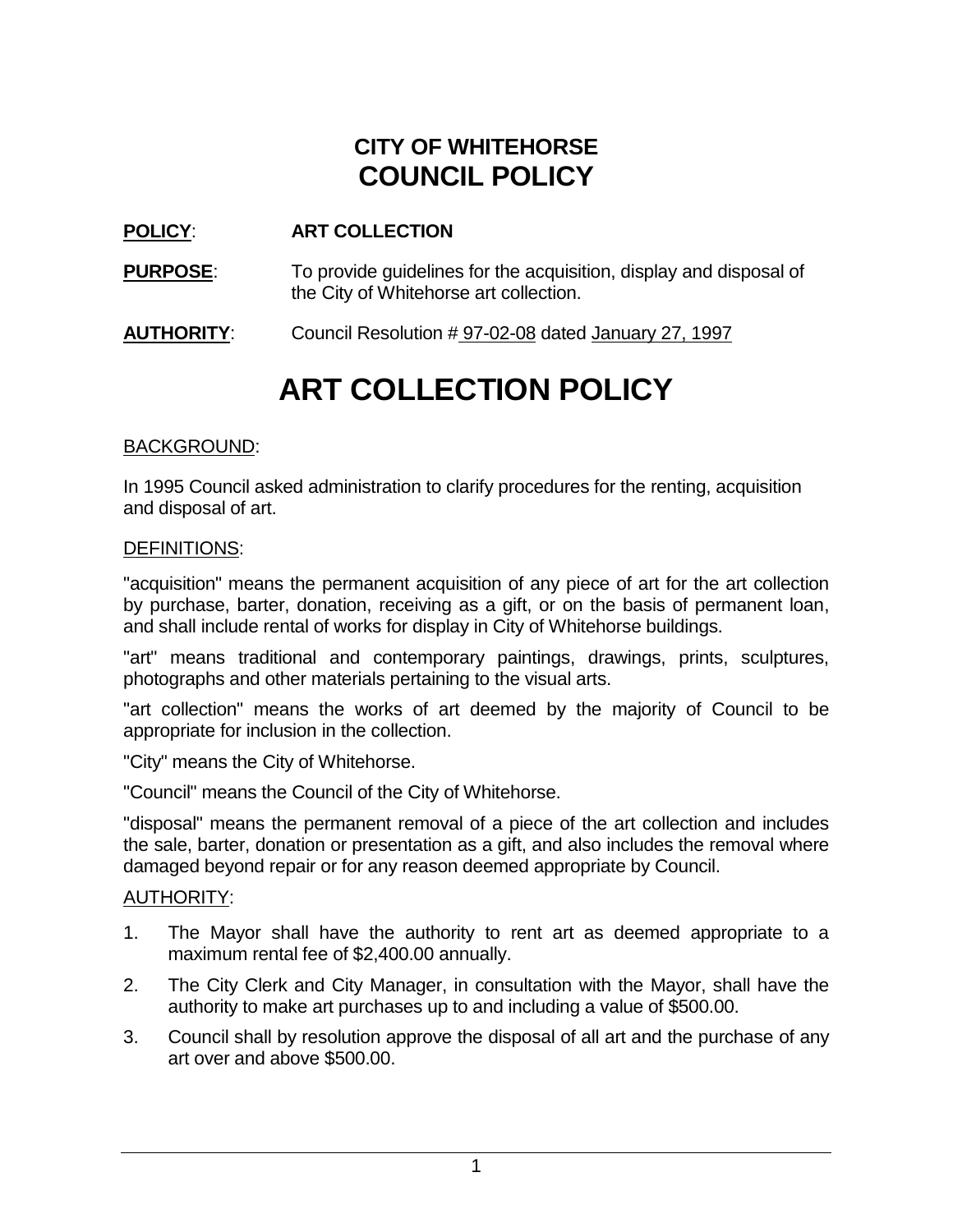# CITY OF WHITEHORSE
# COUNCIL POLICY

**POLICY**: **ART COLLECTION**

**PURPOSE**: To provide guidelines for the acquisition, display and disposal of the City of Whitehorse art collection.

**AUTHORITY**: Council Resolution # 97-02-08 dated January 27, 1997

# ART COLLECTION POLICY

BACKGROUND:

In 1995 Council asked administration to clarify procedures for the renting, acquisition and disposal of art.

DEFINITIONS:

"acquisition" means the permanent acquisition of any piece of art for the art collection by purchase, barter, donation, receiving as a gift, or on the basis of permanent loan, and shall include rental of works for display in City of Whitehorse buildings.

"art" means traditional and contemporary paintings, drawings, prints, sculptures, photographs and other materials pertaining to the visual arts.

"art collection" means the works of art deemed by the majority of Council to be appropriate for inclusion in the collection.

"City" means the City of Whitehorse.

"Council" means the Council of the City of Whitehorse.

"disposal" means the permanent removal of a piece of the art collection and includes the sale, barter, donation or presentation as a gift, and also includes the removal where damaged beyond repair or for any reason deemed appropriate by Council.

AUTHORITY:

1. The Mayor shall have the authority to rent art as deemed appropriate to a maximum rental fee of $2,400.00 annually.
2. The City Clerk and City Manager, in consultation with the Mayor, shall have the authority to make art purchases up to and including a value of $500.00.
3. Council shall by resolution approve the disposal of all art and the purchase of any art over and above $500.00.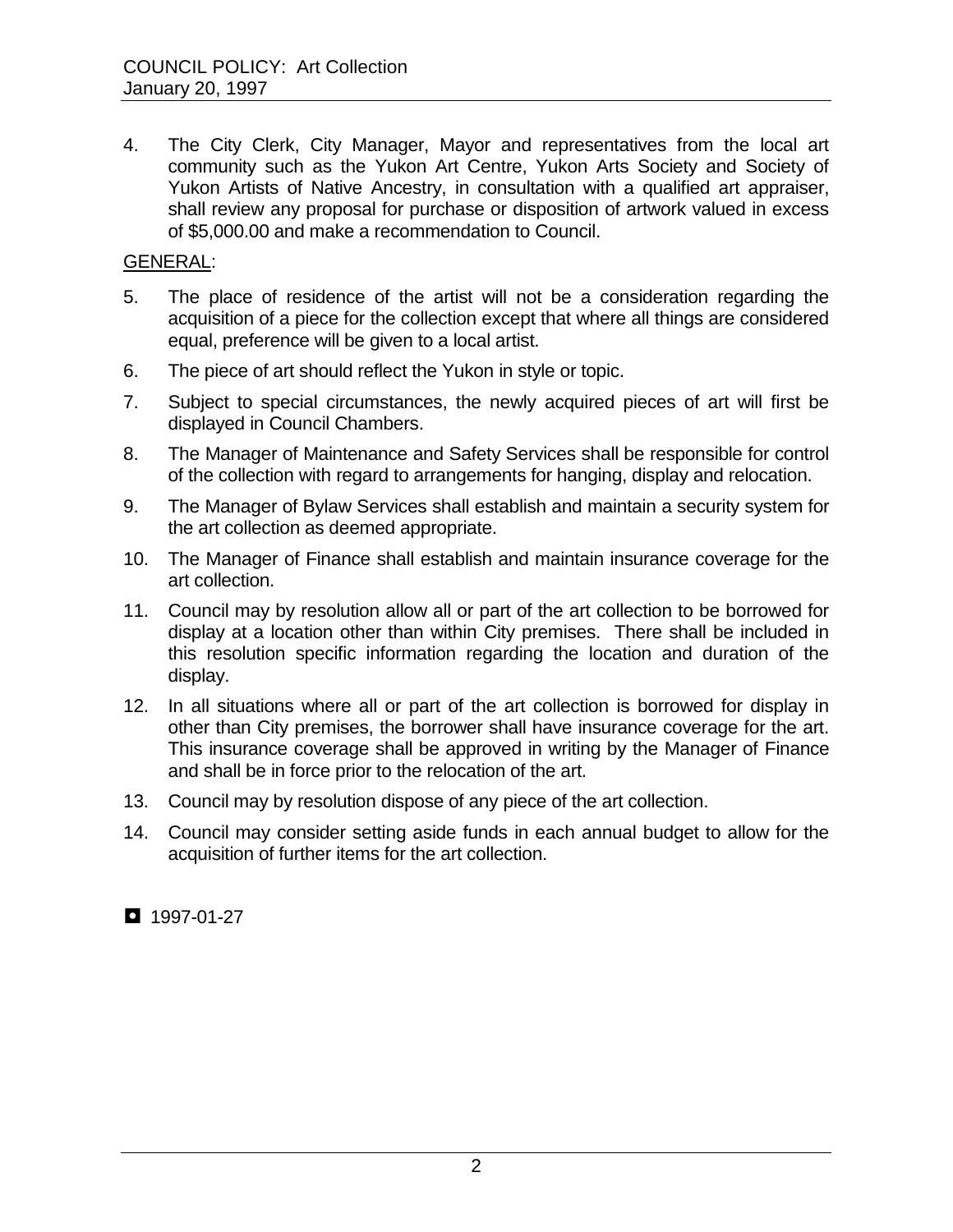4. The City Clerk, City Manager, Mayor and representatives from the local art community such as the Yukon Art Centre, Yukon Arts Society and Society of Yukon Artists of Native Ancestry, in consultation with a qualified art appraiser, shall review any proposal for purchase or disposition of artwork valued in excess of $5,000.00 and make a recommendation to Council.

GENERAL:

5. The place of residence of the artist will not be a consideration regarding the acquisition of a piece for the collection except that where all things are considered equal, preference will be given to a local artist.
6. The piece of art should reflect the Yukon in style or topic.
7. Subject to special circumstances, the newly acquired pieces of art will first be displayed in Council Chambers.
8. The Manager of Maintenance and Safety Services shall be responsible for control of the collection with regard to arrangements for hanging, display and relocation.
9. The Manager of Bylaw Services shall establish and maintain a security system for the art collection as deemed appropriate.
10. The Manager of Finance shall establish and maintain insurance coverage for the art collection.
11. Council may by resolution allow all or part of the art collection to be borrowed for display at a location other than within City premises. There shall be included in this resolution specific information regarding the location and duration of the display.
12. In all situations where all or part of the art collection is borrowed for display in other than City premises, the borrower shall have insurance coverage for the art. This insurance coverage shall be approved in writing by the Manager of Finance and shall be in force prior to the relocation of the art.
13. Council may by resolution dispose of any piece of the art collection.
14. Council may consider setting aside funds in each annual budget to allow for the acquisition of further items for the art collection.

◘ 1997-01-27